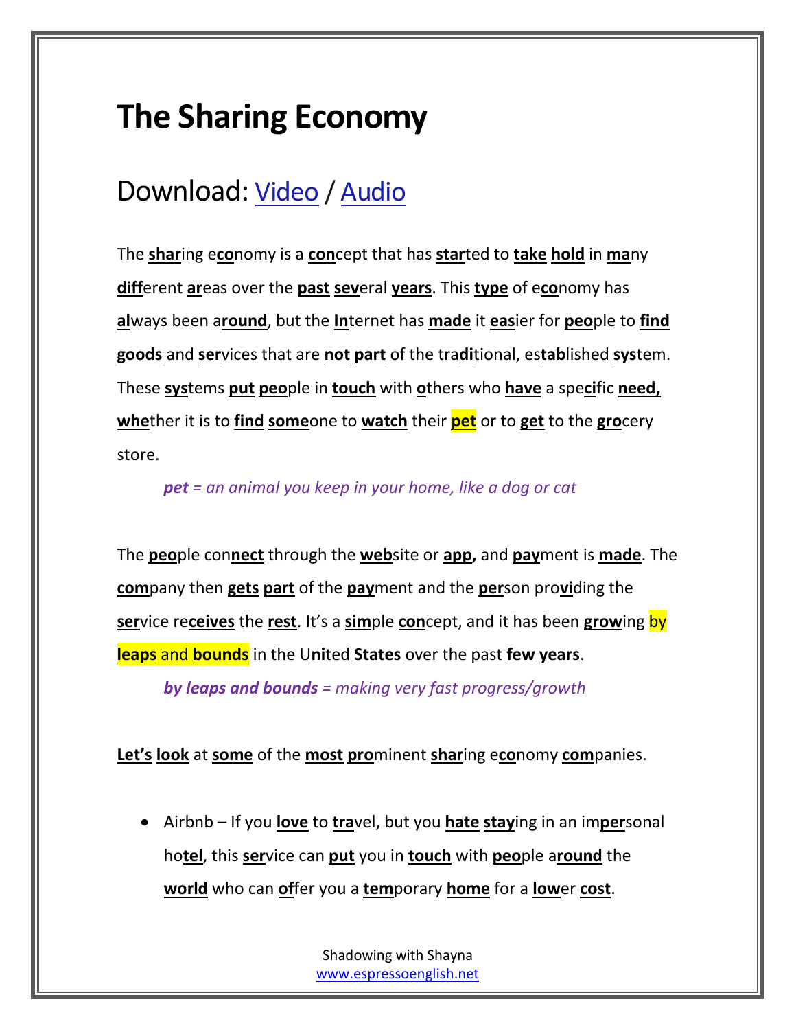# The Sharing Economy

## Download: Video / Audio

The **shar**ing e**co**nomy is a **con**cept that has **star**ted to **take hold** in **ma**ny **diff**erent **ar**eas over the **past sev**eral **years**. This **type** of e**co**nomy has **al**ways been a**round**, but the **In**ternet has **made** it **eas**ier for **peo**ple to **find goods** and **ser**vices that are **not part** of the tra**di**tional, es**tab**lished **sys**tem. These **sys**tems **put peo**ple in **touch** with **o**thers who **have** a spe**ci**fic **need, whe**ther it is to **find some**one to **watch** their **pet** or to **get** to the **gro**cery store.

> ***pet*** *= an animal you keep in your home, like a dog or cat*

The **peo**ple con**nect** through the **web**site or **app,** and **pay**ment is **made**. The **com**pany then **gets part** of the **pay**ment and the **per**son pro**vi**ding the **ser**vice re**ceives** the **rest**. It's a **sim**ple **con**cept, and it has been **grow**ing by **leaps** and **bounds** in the U**ni**ted **States** over the past **few years**.

> ***by leaps and bounds*** *= making very fast progress/growth*

**Let's look** at **some** of the **most pro**minent **shar**ing e**co**nomy **com**panies.

- Airbnb – If you **love** to **tra**vel, but you **hate stay**ing in an im**per**sonal ho**tel**, this **ser**vice can **put** you in **touch** with **peo**ple a**round** the **world** who can **of**fer you a **tem**porary **home** for a **low**er **cost**.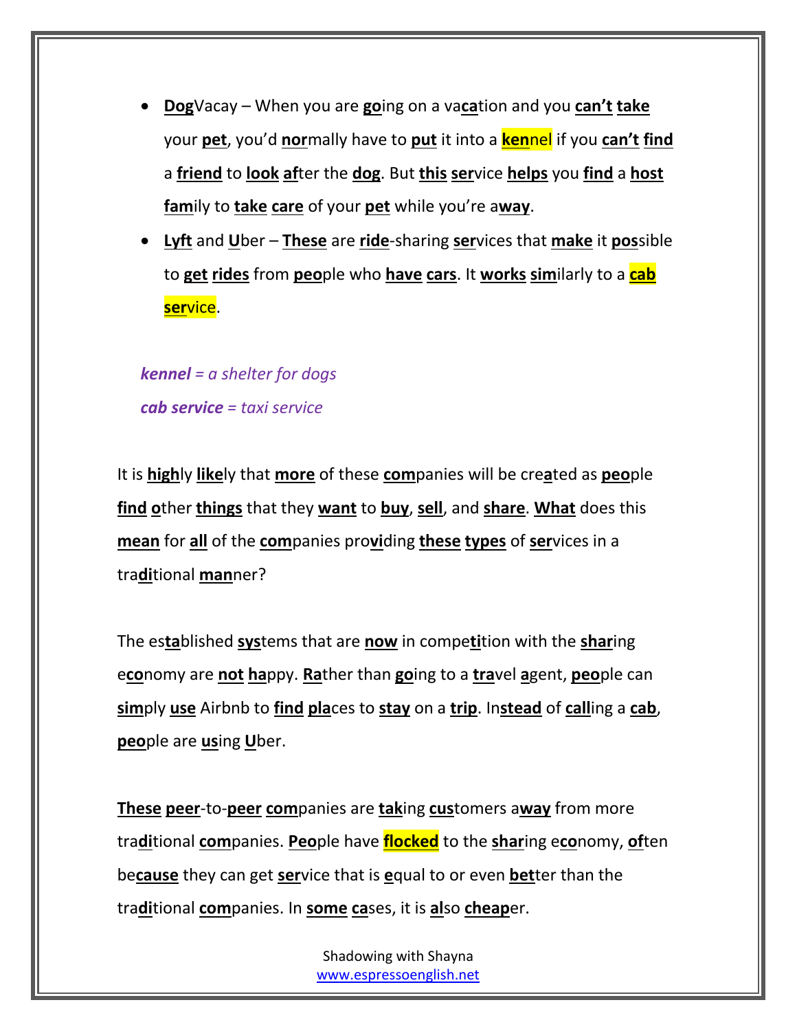- **Dog**Vacay – When you are **go**ing on a va**ca**tion and you **can't take** your **pet**, you'd **nor**mally have to **put** it into a **ken**nel if you **can't find** a **friend** to **look af**ter the **dog**. But **this ser**vice **helps** you **find** a **host fam**ily to **take care** of your **pet** while you're a**way**.
- **Lyft** and **U**ber – **These** are **ride**-sharing **ser**vices that **make** it **pos**sible to **get rides** from **peo**ple who **have cars**. It **works sim**ilarly to a **cab ser**vice.

***kennel** = a shelter for dogs*

***cab service** = taxi service*

It is **high**ly **like**ly that **more** of these **com**panies will be cre**a**ted as **peo**ple **find o**ther **things** that they **want** to **buy**, **sell**, and **share**. **What** does this **mean** for **all** of the **com**panies pro**vi**ding **these types** of **ser**vices in a tra**di**tional **man**ner?

The es**ta**blished **sys**tems that are **now** in compe**ti**tion with the **shar**ing e**co**nomy are **not ha**ppy. **Ra**ther than **go**ing to a **tra**vel **a**gent, **peo**ple can **sim**ply **use** Airbnb to **find pla**ces to **stay** on a **trip**. In**stead** of **call**ing a **cab**, **peo**ple are **us**ing **U**ber.

**These peer**-to-**peer com**panies are **tak**ing **cus**tomers a**way** from more tra**di**tional **com**panies. **Peo**ple have **flocked** to the **shar**ing e**co**nomy, **of**ten be**cause** they can get **ser**vice that is **e**qual to or even **bet**ter than the tra**di**tional **com**panies. In **some ca**ses, it is **al**so **cheap**er.

Shadowing with Shayna
www.espressoenglish.net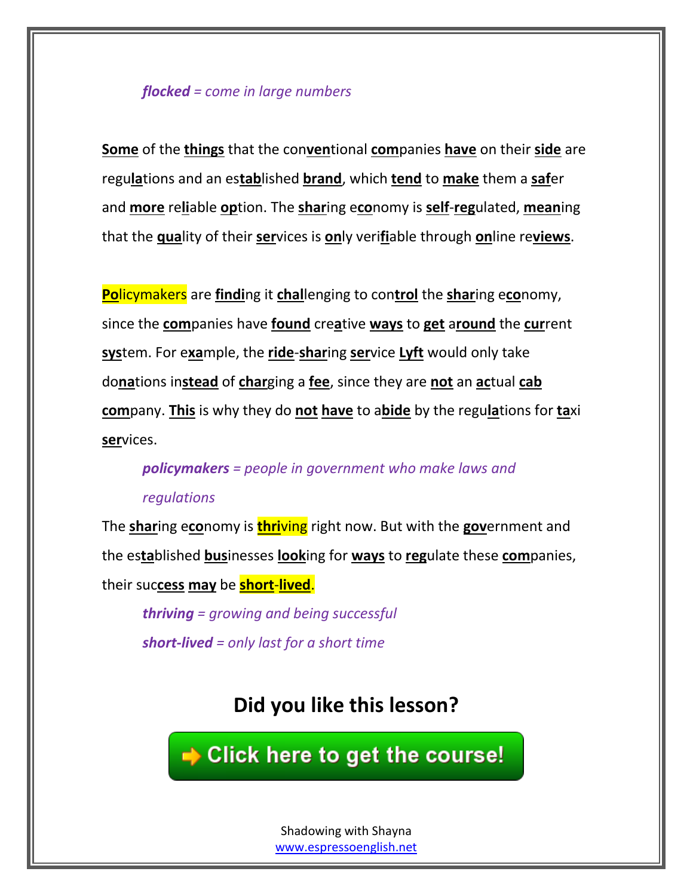*flocked = come in large numbers*

Some of the things that the conventional companies have on their side are regulations and an established brand, which tend to make them a safer and more reliable option. The sharing economy is self-regulated, meaning that the quality of their services is only verifiable through online reviews.

Policymakers are finding it challenging to control the sharing economy, since the companies have found creative ways to get around the current system. For example, the ride-sharing service Lyft would only take donations instead of charging a fee, since they are not an actual cab company. This is why they do not have to abide by the regulations for taxi services.

*policymakers = people in government who make laws and regulations*

The sharing economy is thriving right now. But with the government and the established businesses looking for ways to regulate these companies, their success may be short-lived.

*thriving = growing and being successful*

*short-lived = only last for a short time*

## Did you like this lesson?

Click here to get the course!

Shadowing with Shayna
www.espressoenglish.net